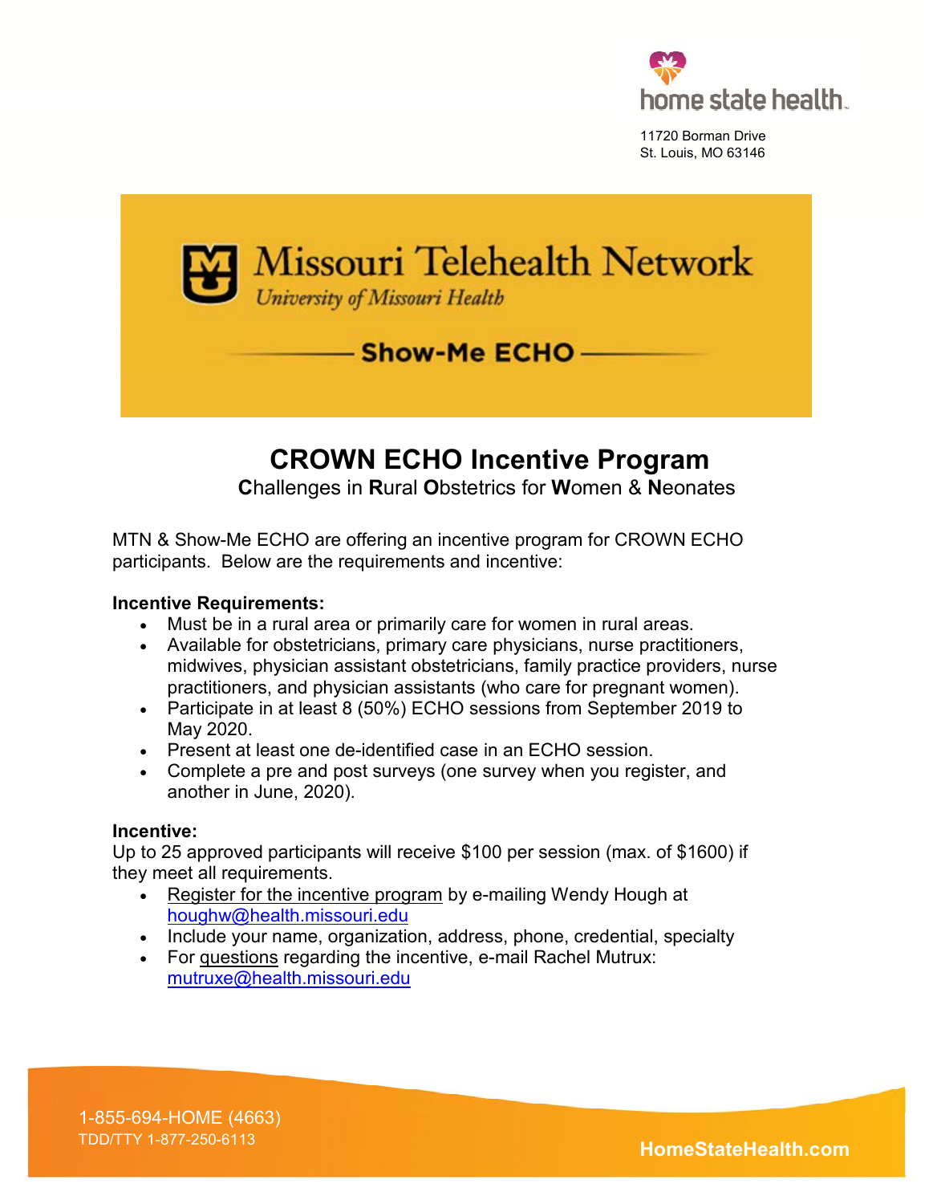home state health

11720 Borman Drive
St. Louis, MO 63146

Missouri Telehealth Network
*University of Missouri Health*

Show-Me ECHO

# CROWN ECHO Incentive Program

**C**hallenges in **R**ural **O**bstetrics for **W**omen & **N**eonates

MTN & Show-Me ECHO are offering an incentive program for CROWN ECHO participants. Below are the requirements and incentive:

**Incentive Requirements:**

- Must be in a rural area or primarily care for women in rural areas.
- Available for obstetricians, primary care physicians, nurse practitioners, midwives, physician assistant obstetricians, family practice providers, nurse practitioners, and physician assistants (who care for pregnant women).
- Participate in at least 8 (50%) ECHO sessions from September 2019 to May 2020.
- Present at least one de-identified case in an ECHO session.
- Complete a pre and post surveys (one survey when you register, and another in June, 2020).

**Incentive:**

Up to 25 approved participants will receive $100 per session (max. of $1600) if they meet all requirements.

- Register for the incentive program by e-mailing Wendy Hough at houghw@health.missouri.edu
- Include your name, organization, address, phone, credential, specialty
- For questions regarding the incentive, e-mail Rachel Mutrux: mutruxe@health.missouri.edu

1-855-694-HOME (4663)
TDD/TTY 1-877-250-6113

HomeStateHealth.com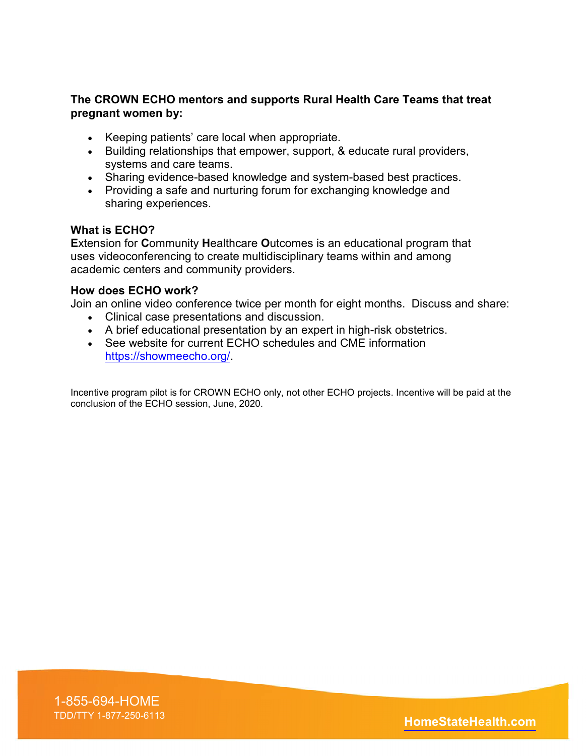**The CROWN ECHO mentors and supports Rural Health Care Teams that treat pregnant women by:**

- Keeping patients' care local when appropriate.
- Building relationships that empower, support, & educate rural providers, systems and care teams.
- Sharing evidence-based knowledge and system-based best practices.
- Providing a safe and nurturing forum for exchanging knowledge and sharing experiences.

**What is ECHO?**

**E**xtension for **C**ommunity **H**ealthcare **O**utcomes is an educational program that uses videoconferencing to create multidisciplinary teams within and among academic centers and community providers.

**How does ECHO work?**

Join an online video conference twice per month for eight months. Discuss and share:

- Clinical case presentations and discussion.
- A brief educational presentation by an expert in high-risk obstetrics.
- See website for current ECHO schedules and CME information https://showmeecho.org/.

Incentive program pilot is for CROWN ECHO only, not other ECHO projects. Incentive will be paid at the conclusion of the ECHO session, June, 2020.

1-855-694-HOME
TDD/TTY 1-877-250-6113

HomeStateHealth.com